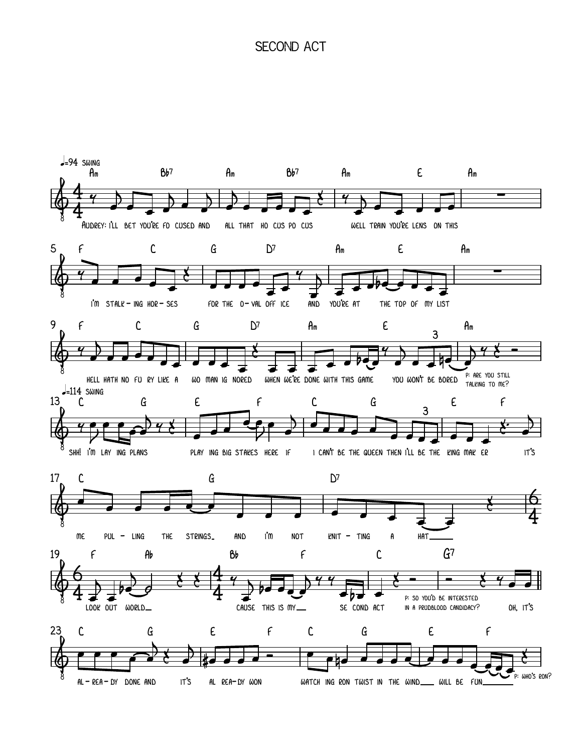# SECOND ACT

♩=94 SWING

Am Bb7 Am Bb7 Am E Am

AUDREY: I'LL BET YOU'RE FO CUSED AND ALL THAT HO CUS PO CUS WELL TRAIN YOU'RE LENS ON THIS

F C G D7 Am E Am

I'M STALK - ING HOR - SES FOR THE O - VAL OFF ICE AND YOU'RE AT THE TOP OF MY LIST

F C G D7 Am E Am

HELL HATH NO FU RY LIKE A WO MAN IG NORED WHEN WE'RE DONE WITH THIS GAME YOU WON'T BE BORED

P: ARE YOU STILL TALKING TO ME?

♩=114 SWING

C G E F C G E F

SHH! I'M LAY ING PLANS PLAY ING BIG STAKES HERE IF I CAN'T BE THE QUEEN THEN I'LL BE THE KING MAK ER IT'S

C G D7

ME PUL - LING THE STRINGS AND I'M NOT KNIT - TING A HAT

F Ab Bb F C G7

LOOK OUT WORLD CAUSE THIS IS MY SE COND ACT

P: SO YOU'D BE INTERESTED IN A PRUDBLOOD CANDIDACY?

OH, IT'S

C G E F C G E F

AL - REA - DY DONE AND IT'S AL REA - DY WON WATCH ING RON TWIST IN THE WIND WILL BE FUN

P: WHO'S RON?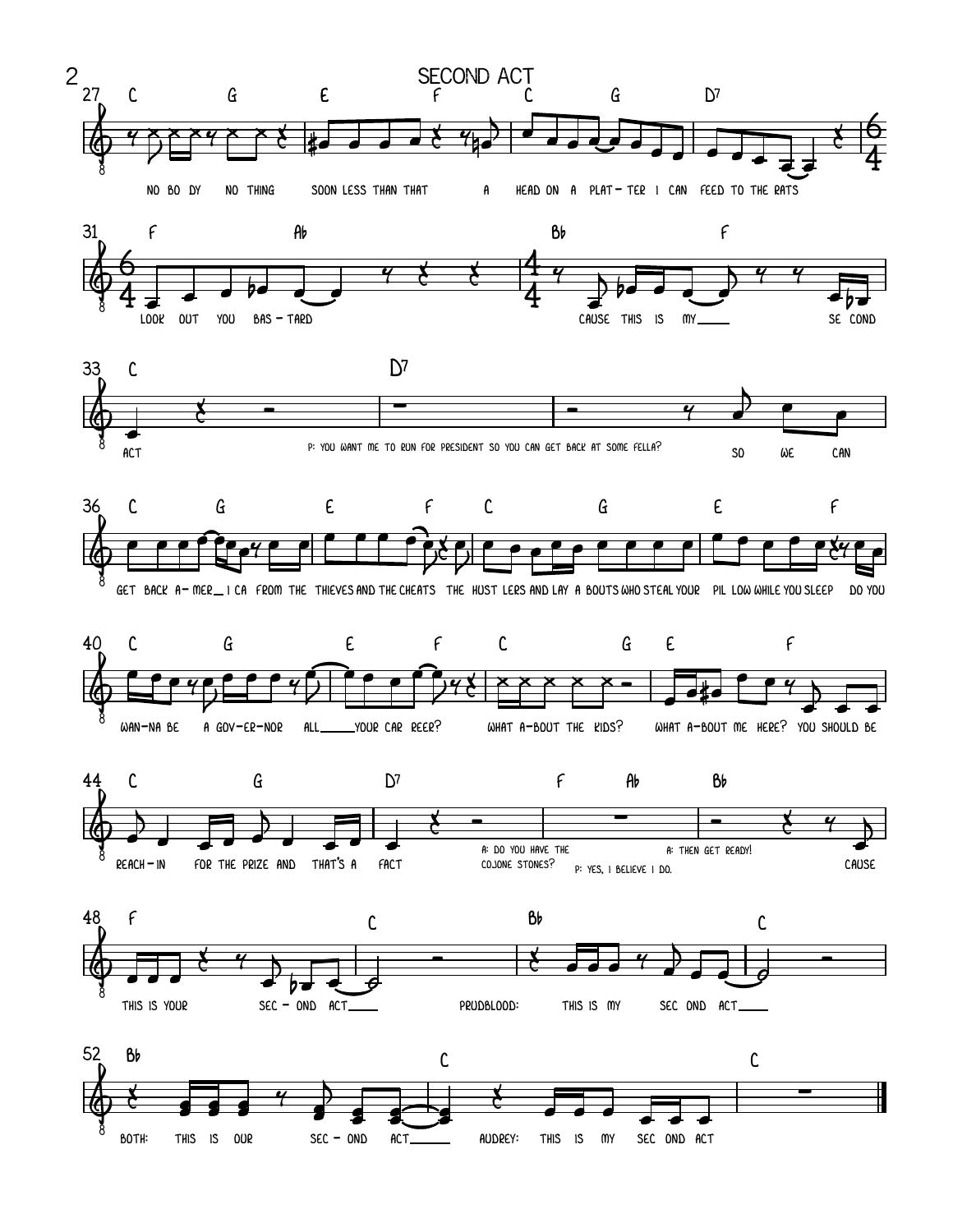# SECOND ACT

NO BO DY NO THING SOON LESS THAN THAT A HEAD ON A PLAT-TER I CAN FEED TO THE RATS

LOOK OUT YOU BAS-TARD CAUSE THIS IS MY SE COND

ACT

P: YOU WANT ME TO RUN FOR PRESIDENT SO YOU CAN GET BACK AT SOME FELLA?

SO WE CAN

GET BACK A-MER I CA FROM THE THIEVES AND THE CHEATS THE HUST LERS AND LAY A BOUTS WHO STEAL YOUR PIL LOW WHILE YOU SLEEP DO YOU

WAN-NA BE A GOV-ER-NOR ALL YOUR CAR REER? WHAT A-BOUT THE KIDS? WHAT A-BOUT ME HERE? YOU SHOULD BE

REACH-IN FOR THE PRIZE AND THAT'S A FACT

A: DO YOU HAVE THE COJONE STONES?

P: YES, I BELIEVE I DO.

A: THEN GET READY!

CAUSE

THIS IS YOUR SEC-OND ACT

PRUDBLOOD: THIS IS MY SEC OND ACT

BOTH: THIS IS OUR SEC-OND ACT

AUDREY: THIS IS MY SEC OND ACT